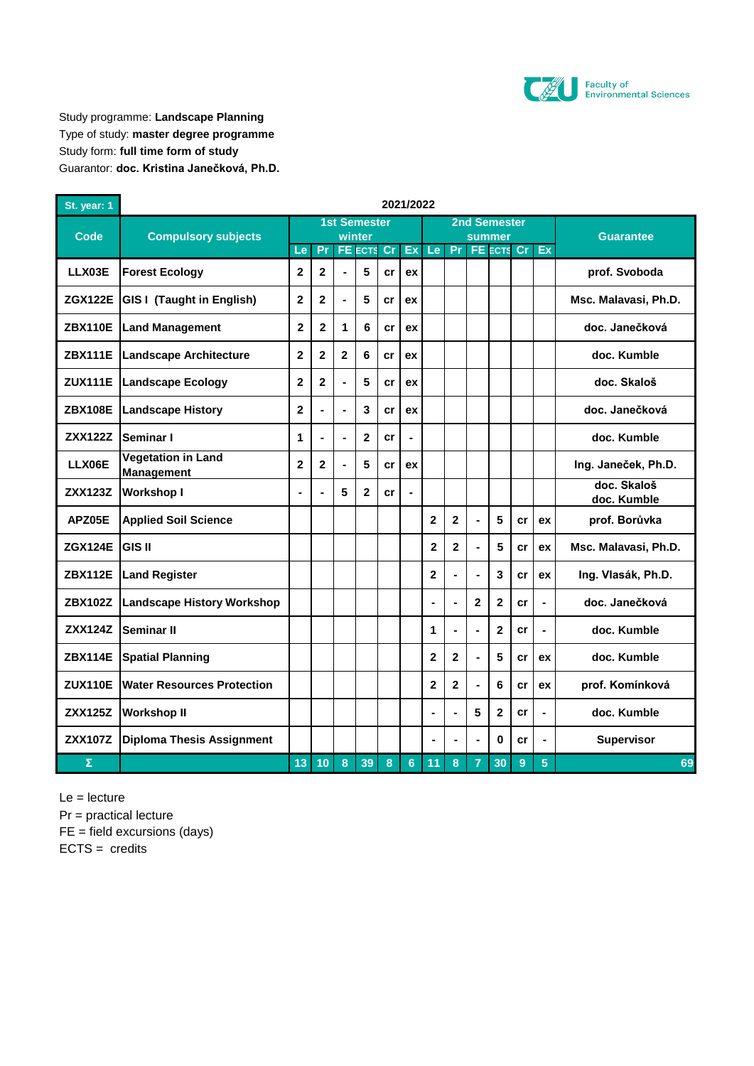Study programme: **Landscape Planning**
Type of study: **master degree programme**
Study form: **full time form of study**
Guarantor: **doc. Kristina Janečková, Ph.D.**

| St. year: 1 | 2021/2022 | | | | | | | | | | | | | |
|---|---|---|---|---|---|---|---|---|---|---|---|---|---|---|
| Code | Compulsory subjects | 1st Semester winter | | | | | | 2nd Semester summer | | | | | | Guarantee |
| | | Le | Pr | FE | ECTS | Cr | Ex | Le | Pr | FE | ECTS | Cr | Ex | |
| LLX03E | Forest Ecology | 2 | 2 | - | 5 | cr | ex | | | | | | | prof. Svoboda |
| ZGX122E | GIS I (Taught in English) | 2 | 2 | - | 5 | cr | ex | | | | | | | Msc. Malavasi, Ph.D. |
| ZBX110E | Land Management | 2 | 2 | 1 | 6 | cr | ex | | | | | | | doc. Janečková |
| ZBX111E | Landscape Architecture | 2 | 2 | 2 | 6 | cr | ex | | | | | | | doc. Kumble |
| ZUX111E | Landscape Ecology | 2 | 2 | - | 5 | cr | ex | | | | | | | doc. Skaloš |
| ZBX108E | Landscape History | 2 | - | - | 3 | cr | ex | | | | | | | doc. Janečková |
| ZXX122Z | Seminar I | 1 | - | - | 2 | cr | - | | | | | | | doc. Kumble |
| LLX06E | Vegetation in Land Management | 2 | 2 | - | 5 | cr | ex | | | | | | | Ing. Janeček, Ph.D. |
| ZXX123Z | Workshop I | - | - | 5 | 2 | cr | - | | | | | | | doc. Skaloš doc. Kumble |
| APZ05E | Applied Soil Science | | | | | | | 2 | 2 | - | 5 | cr | ex | prof. Borůvka |
| ZGX124E | GIS II | | | | | | | 2 | 2 | - | 5 | cr | ex | Msc. Malavasi, Ph.D. |
| ZBX112E | Land Register | | | | | | | 2 | - | - | 3 | cr | ex | Ing. Vlasák, Ph.D. |
| ZBX102Z | Landscape History Workshop | | | | | | | - | - | 2 | 2 | cr | - | doc. Janečková |
| ZXX124Z | Seminar II | | | | | | | 1 | - | - | 2 | cr | - | doc. Kumble |
| ZBX114E | Spatial Planning | | | | | | | 2 | 2 | - | 5 | cr | ex | doc. Kumble |
| ZUX110E | Water Resources Protection | | | | | | | 2 | 2 | - | 6 | cr | ex | prof. Kovínková |
| ZXX125Z | Workshop II | | | | | | | - | - | 5 | 2 | cr | - | doc. Kumble |
| ZXX107Z | Diploma Thesis Assignment | | | | | | | - | - | - | 0 | cr | - | Supervisor |
| Σ | | 13 | 10 | 8 | 39 | 8 | 6 | 11 | 8 | 7 | 30 | 9 | 5 | 69 |

Le = lecture
Pr = practical lecture
FE = field excursions (days)
ECTS = credits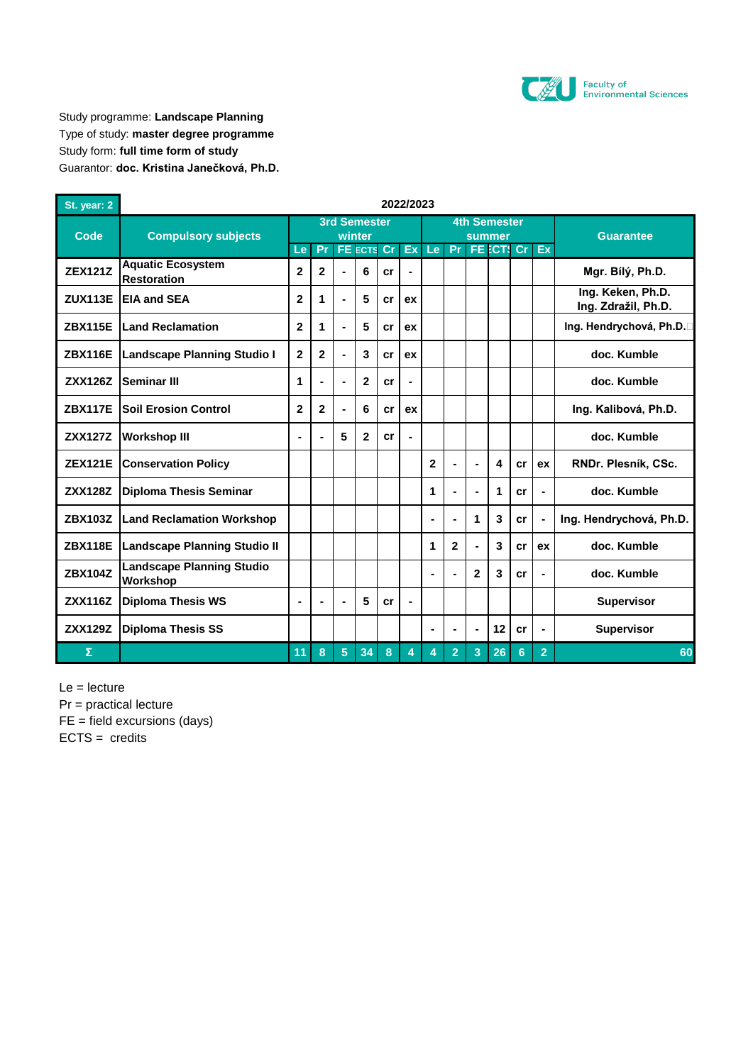Study programme: **Landscape Planning**
Type of study: **master degree programme**
Study form: **full time form of study**
Guarantor: **doc. Kristina Janečková, Ph.D.**

| St. year: 2 | 2022/2023 | | | | | | | | | | | | | |
|---|---|---|---|---|---|---|---|---|---|---|---|---|---|---|
| Code | Compulsory subjects | 3rd Semester winter | | | | | | 4th Semester summer | | | | | | Guarantee |
| | | Le | Pr | FE | ECTS | Cr | Ex | Le | Pr | FE | ECTS | Cr | Ex | |
| ZEX121Z | Aquatic Ecosystem Restoration | 2 | 2 | - | 6 | cr | - | | | | | | | Mgr. Bílý, Ph.D. |
| ZUX113E | EIA and SEA | 2 | 1 | - | 5 | cr | ex | | | | | | | Ing. Keken, Ph.D. Ing. Zdražil, Ph.D. |
| ZBX115E | Land Reclamation | 2 | 1 | - | 5 | cr | ex | | | | | | | Ing. Hendrychová, Ph.D. |
| ZBX116E | Landscape Planning Studio I | 2 | 2 | - | 3 | cr | ex | | | | | | | doc. Kumble |
| ZXX126Z | Seminar III | 1 | - | - | 2 | cr | - | | | | | | | doc. Kumble |
| ZBX117E | Soil Erosion Control | 2 | 2 | - | 6 | cr | ex | | | | | | | Ing. Kalibová, Ph.D. |
| ZXX127Z | Workshop III | - | - | 5 | 2 | cr | - | | | | | | | doc. Kumble |
| ZEX121E | Conservation Policy | | | | | | | 2 | - | - | 4 | cr | ex | RNDr. Plesník, CSc. |
| ZXX128Z | Diploma Thesis Seminar | | | | | | | 1 | - | - | 1 | cr | - | doc. Kumble |
| ZBX103Z | Land Reclamation Workshop | | | | | | | - | - | 1 | 3 | cr | - | Ing. Hendrychová, Ph.D. |
| ZBX118E | Landscape Planning Studio II | | | | | | | 1 | 2 | - | 3 | cr | ex | doc. Kumble |
| ZBX104Z | Landscape Planning Studio Workshop | | | | | | | - | - | 2 | 3 | cr | - | doc. Kumble |
| ZXX116Z | Diploma Thesis WS | - | - | - | 5 | cr | - | | | | | | | Supervisor |
| ZXX129Z | Diploma Thesis SS | | | | | | | - | - | - | 12 | cr | - | Supervisor |
| Σ | | 11 | 8 | 5 | 34 | 8 | 4 | 4 | 2 | 3 | 26 | 6 | 2 | 60 |

Le = lecture
Pr = practical lecture
FE = field excursions (days)
ECTS = credits